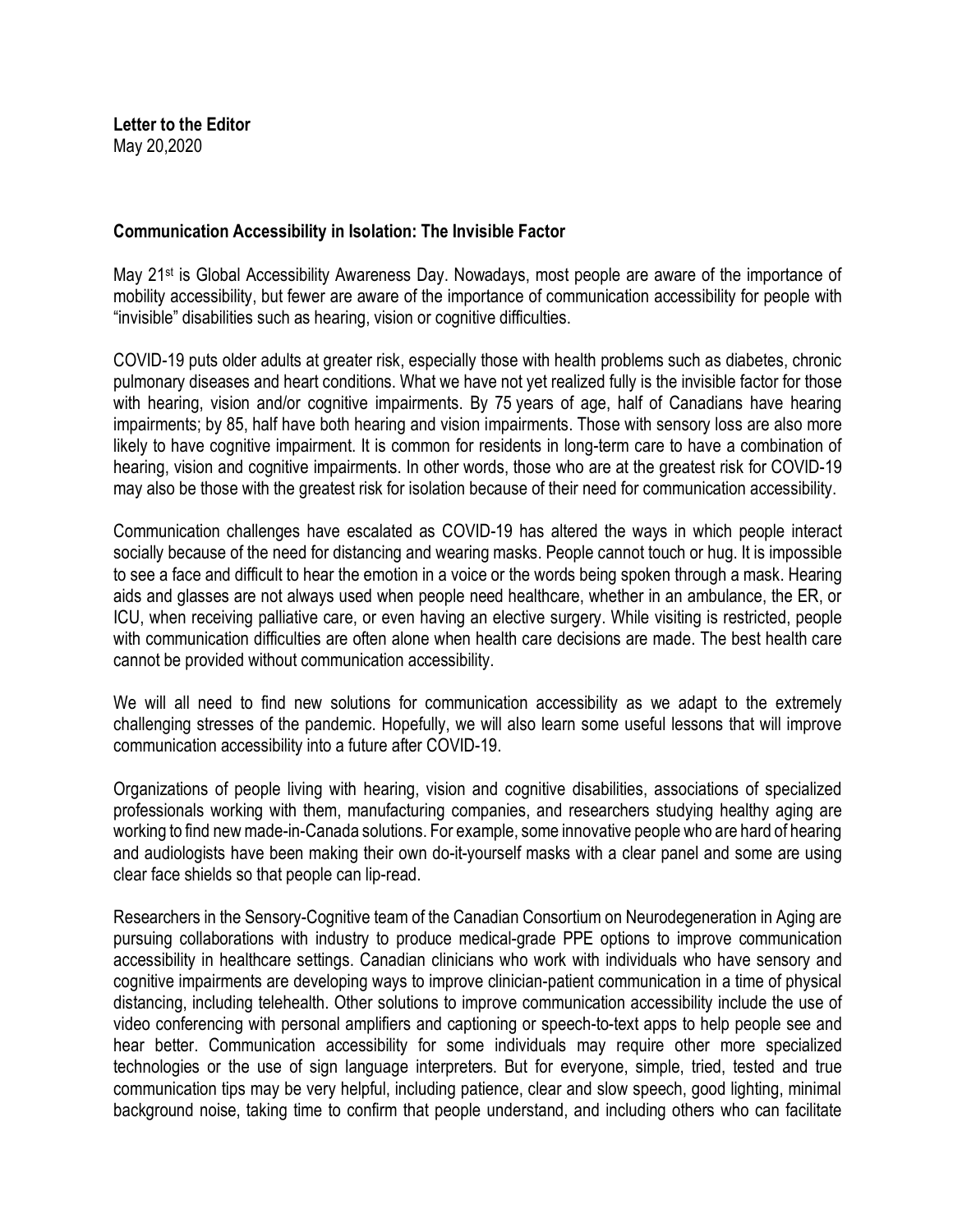**Letter to the Editor**
May 20,2020

**Communication Accessibility in Isolation: The Invisible Factor**

May 21st is Global Accessibility Awareness Day. Nowadays, most people are aware of the importance of mobility accessibility, but fewer are aware of the importance of communication accessibility for people with "invisible" disabilities such as hearing, vision or cognitive difficulties.

COVID-19 puts older adults at greater risk, especially those with health problems such as diabetes, chronic pulmonary diseases and heart conditions. What we have not yet realized fully is the invisible factor for those with hearing, vision and/or cognitive impairments. By 75 years of age, half of Canadians have hearing impairments; by 85, half have both hearing and vision impairments. Those with sensory loss are also more likely to have cognitive impairment. It is common for residents in long-term care to have a combination of hearing, vision and cognitive impairments. In other words, those who are at the greatest risk for COVID-19 may also be those with the greatest risk for isolation because of their need for communication accessibility.

Communication challenges have escalated as COVID-19 has altered the ways in which people interact socially because of the need for distancing and wearing masks. People cannot touch or hug. It is impossible to see a face and difficult to hear the emotion in a voice or the words being spoken through a mask. Hearing aids and glasses are not always used when people need healthcare, whether in an ambulance, the ER, or ICU, when receiving palliative care, or even having an elective surgery. While visiting is restricted, people with communication difficulties are often alone when health care decisions are made. The best health care cannot be provided without communication accessibility.

We will all need to find new solutions for communication accessibility as we adapt to the extremely challenging stresses of the pandemic. Hopefully, we will also learn some useful lessons that will improve communication accessibility into a future after COVID-19.

Organizations of people living with hearing, vision and cognitive disabilities, associations of specialized professionals working with them, manufacturing companies, and researchers studying healthy aging are working to find new made-in-Canada solutions. For example, some innovative people who are hard of hearing and audiologists have been making their own do-it-yourself masks with a clear panel and some are using clear face shields so that people can lip-read.

Researchers in the Sensory-Cognitive team of the Canadian Consortium on Neurodegeneration in Aging are pursuing collaborations with industry to produce medical-grade PPE options to improve communication accessibility in healthcare settings. Canadian clinicians who work with individuals who have sensory and cognitive impairments are developing ways to improve clinician-patient communication in a time of physical distancing, including telehealth. Other solutions to improve communication accessibility include the use of video conferencing with personal amplifiers and captioning or speech-to-text apps to help people see and hear better. Communication accessibility for some individuals may require other more specialized technologies or the use of sign language interpreters. But for everyone, simple, tried, tested and true communication tips may be very helpful, including patience, clear and slow speech, good lighting, minimal background noise, taking time to confirm that people understand, and including others who can facilitate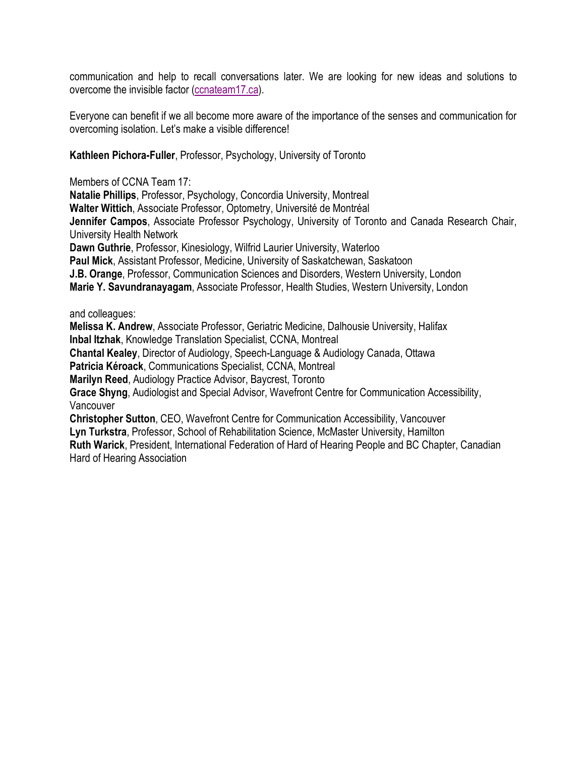communication and help to recall conversations later. We are looking for new ideas and solutions to overcome the invisible factor (ccnateam17.ca).

Everyone can benefit if we all become more aware of the importance of the senses and communication for overcoming isolation. Let's make a visible difference!

**Kathleen Pichora-Fuller**, Professor, Psychology, University of Toronto

Members of CCNA Team 17:
**Natalie Phillips**, Professor, Psychology, Concordia University, Montreal
**Walter Wittich**, Associate Professor, Optometry, Université de Montréal
**Jennifer Campos**, Associate Professor Psychology, University of Toronto and Canada Research Chair, University Health Network
**Dawn Guthrie**, Professor, Kinesiology, Wilfrid Laurier University, Waterloo
**Paul Mick**, Assistant Professor, Medicine, University of Saskatchewan, Saskatoon
**J.B. Orange**, Professor, Communication Sciences and Disorders, Western University, London
**Marie Y. Savundranayagam**, Associate Professor, Health Studies, Western University, London

and colleagues:
**Melissa K. Andrew**, Associate Professor, Geriatric Medicine, Dalhousie University, Halifax
**Inbal Itzhak**, Knowledge Translation Specialist, CCNA, Montreal
**Chantal Kealey**, Director of Audiology, Speech-Language & Audiology Canada, Ottawa
**Patricia Kéroack**, Communications Specialist, CCNA, Montreal
**Marilyn Reed**, Audiology Practice Advisor, Baycrest, Toronto
**Grace Shyng**, Audiologist and Special Advisor, Wavefront Centre for Communication Accessibility, Vancouver
**Christopher Sutton**, CEO, Wavefront Centre for Communication Accessibility, Vancouver
**Lyn Turkstra**, Professor, School of Rehabilitation Science, McMaster University, Hamilton
**Ruth Warick**, President, International Federation of Hard of Hearing People and BC Chapter, Canadian Hard of Hearing Association